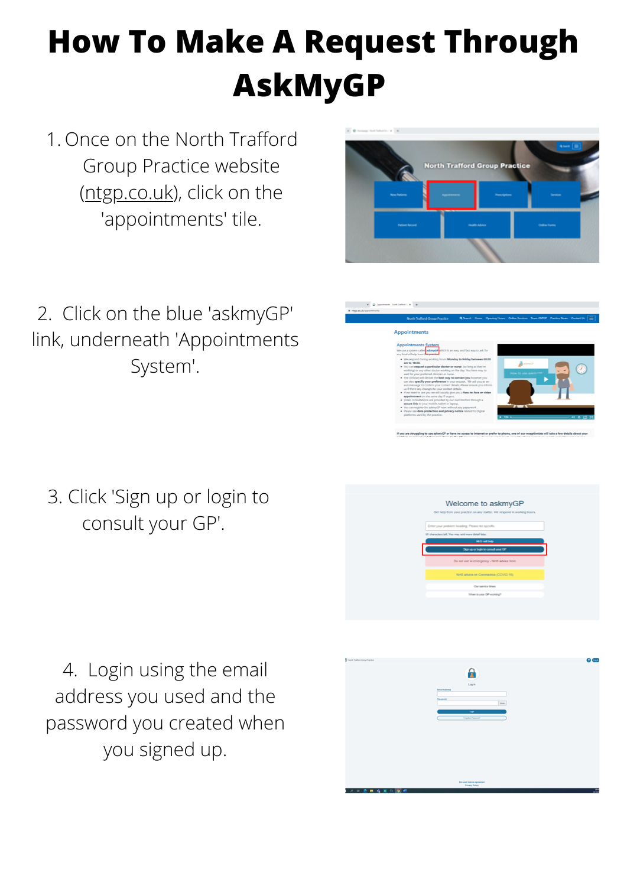# How To Make A Request Through AskMyGP

1. Once on the North Trafford Group Practice website (ntgp.co.uk), click on the 'appointments' tile.

2. Click on the blue 'askmyGP' link, underneath 'Appointments System'.

3. Click 'Sign up or login to consult your GP'.

4. Login using the email address you used and the password you created when you signed up.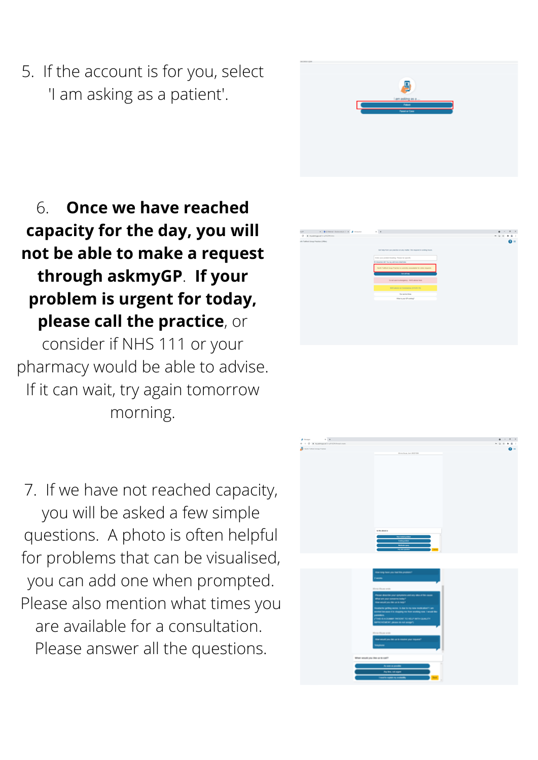5. If the account is for you, select 'I am asking as a patient'.

6. **Once we have reached capacity for the day, you will not be able to make a request through askmyGP**. **If your problem is urgent for today, please call the practice**, or consider if NHS 111 or your pharmacy would be able to advise. If it can wait, try again tomorrow morning.

7. If we have not reached capacity, you will be asked a few simple questions. A photo is often helpful for problems that can be visualised, you can add one when prompted. Please also mention what times you are available for a consultation. Please answer all the questions.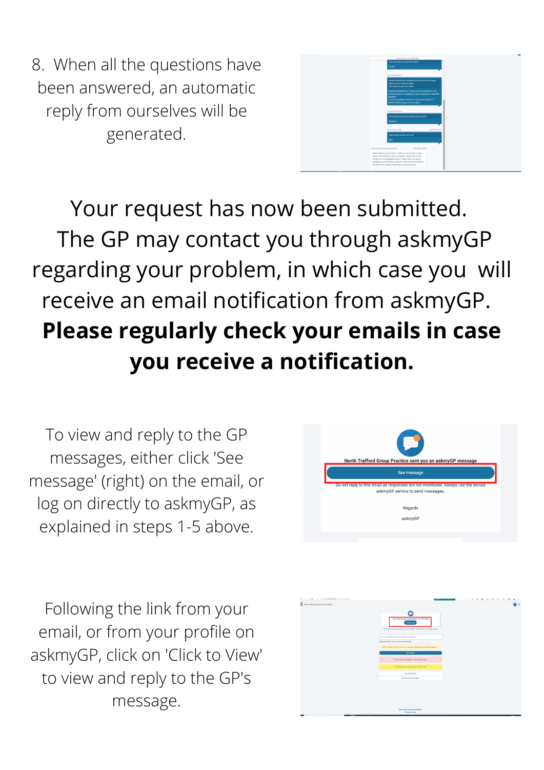8. When all the questions have been answered, an automatic reply from ourselves will be generated.

Your request has now been submitted. The GP may contact you through askmyGP regarding your problem, in which case you will receive an email notification from askmyGP. **Please regularly check your emails in case you receive a notification.**

To view and reply to the GP messages, either click 'See message' (right) on the email, or log on directly to askmyGP, as explained in steps 1-5 above.

Following the link from your email, or from your profile on askmyGP, click on 'Click to View' to view and reply to the GP's message.